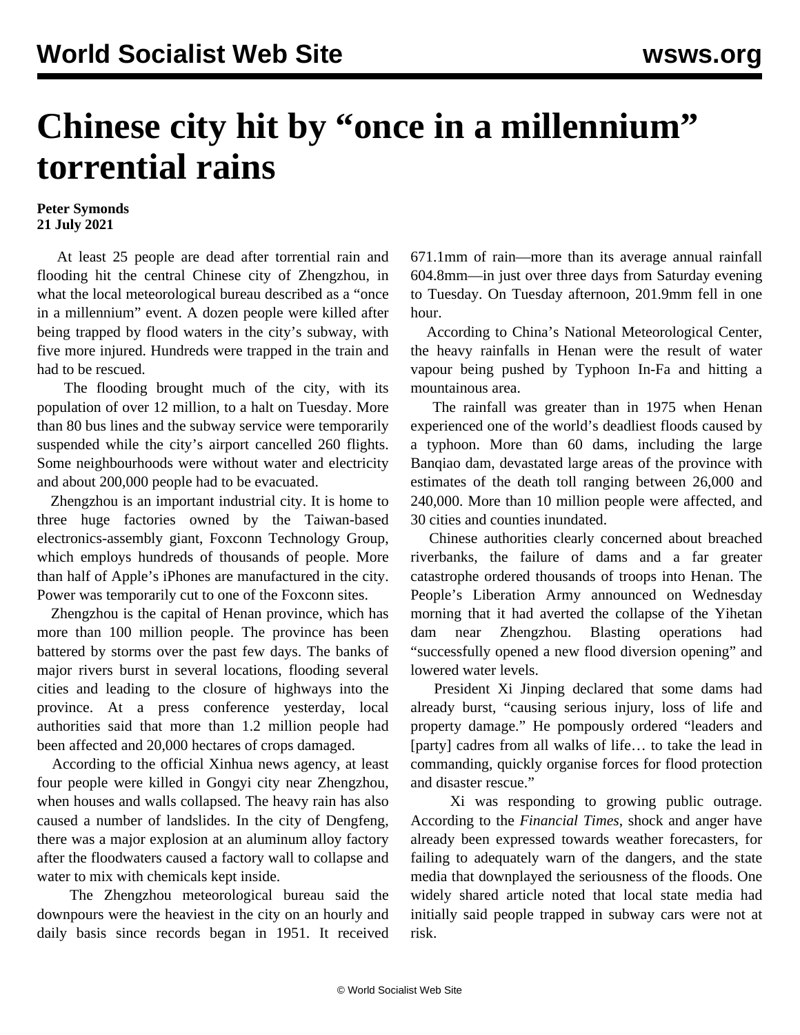# Chinese city hit by "once in a millennium" torrential rains

**Peter Symonds**
**21 July 2021**

At least 25 people are dead after torrential rain and flooding hit the central Chinese city of Zhengzhou, in what the local meteorological bureau described as a "once in a millennium" event. A dozen people were killed after being trapped by flood waters in the city's subway, with five more injured. Hundreds were trapped in the train and had to be rescued.

The flooding brought much of the city, with its population of over 12 million, to a halt on Tuesday. More than 80 bus lines and the subway service were temporarily suspended while the city's airport cancelled 260 flights. Some neighbourhoods were without water and electricity and about 200,000 people had to be evacuated.

Zhengzhou is an important industrial city. It is home to three huge factories owned by the Taiwan-based electronics-assembly giant, Foxconn Technology Group, which employs hundreds of thousands of people. More than half of Apple's iPhones are manufactured in the city. Power was temporarily cut to one of the Foxconn sites.

Zhengzhou is the capital of Henan province, which has more than 100 million people. The province has been battered by storms over the past few days. The banks of major rivers burst in several locations, flooding several cities and leading to the closure of highways into the province. At a press conference yesterday, local authorities said that more than 1.2 million people had been affected and 20,000 hectares of crops damaged.

According to the official Xinhua news agency, at least four people were killed in Gongyi city near Zhengzhou, when houses and walls collapsed. The heavy rain has also caused a number of landslides. In the city of Dengfeng, there was a major explosion at an aluminum alloy factory after the floodwaters caused a factory wall to collapse and water to mix with chemicals kept inside.

The Zhengzhou meteorological bureau said the downpours were the heaviest in the city on an hourly and daily basis since records began in 1951. It received 671.1mm of rain—more than its average annual rainfall 604.8mm—in just over three days from Saturday evening to Tuesday. On Tuesday afternoon, 201.9mm fell in one hour.

According to China's National Meteorological Center, the heavy rainfalls in Henan were the result of water vapour being pushed by Typhoon In-Fa and hitting a mountainous area.

The rainfall was greater than in 1975 when Henan experienced one of the world's deadliest floods caused by a typhoon. More than 60 dams, including the large Banqiao dam, devastated large areas of the province with estimates of the death toll ranging between 26,000 and 240,000. More than 10 million people were affected, and 30 cities and counties inundated.

Chinese authorities clearly concerned about breached riverbanks, the failure of dams and a far greater catastrophe ordered thousands of troops into Henan. The People's Liberation Army announced on Wednesday morning that it had averted the collapse of the Yihetan dam near Zhengzhou. Blasting operations had "successfully opened a new flood diversion opening" and lowered water levels.

President Xi Jinping declared that some dams had already burst, "causing serious injury, loss of life and property damage." He pompously ordered "leaders and [party] cadres from all walks of life… to take the lead in commanding, quickly organise forces for flood protection and disaster rescue."

Xi was responding to growing public outrage. According to the *Financial Times*, shock and anger have already been expressed towards weather forecasters, for failing to adequately warn of the dangers, and the state media that downplayed the seriousness of the floods. One widely shared article noted that local state media had initially said people trapped in subway cars were not at risk.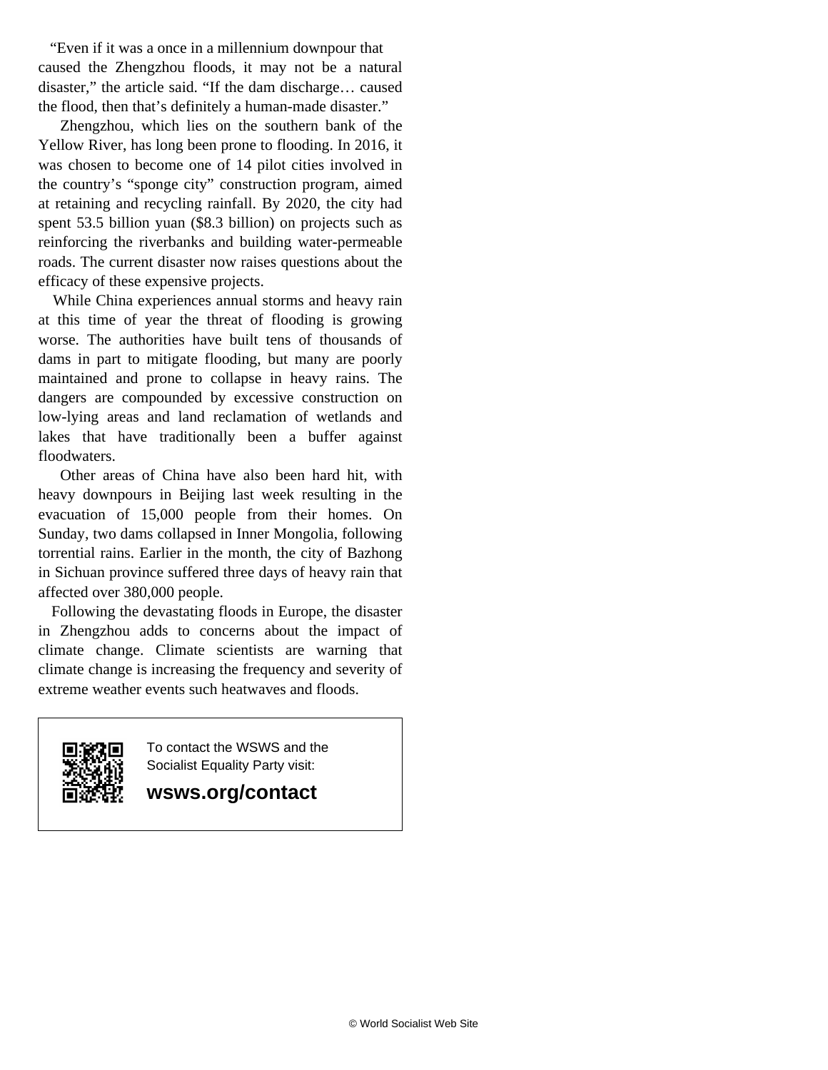"Even if it was a once in a millennium downpour that caused the Zhengzhou floods, it may not be a natural disaster," the article said. "If the dam discharge… caused the flood, then that's definitely a human-made disaster."

Zhengzhou, which lies on the southern bank of the Yellow River, has long been prone to flooding. In 2016, it was chosen to become one of 14 pilot cities involved in the country's "sponge city" construction program, aimed at retaining and recycling rainfall. By 2020, the city had spent 53.5 billion yuan ($8.3 billion) on projects such as reinforcing the riverbanks and building water-permeable roads. The current disaster now raises questions about the efficacy of these expensive projects.

While China experiences annual storms and heavy rain at this time of year the threat of flooding is growing worse. The authorities have built tens of thousands of dams in part to mitigate flooding, but many are poorly maintained and prone to collapse in heavy rains. The dangers are compounded by excessive construction on low-lying areas and land reclamation of wetlands and lakes that have traditionally been a buffer against floodwaters.

Other areas of China have also been hard hit, with heavy downpours in Beijing last week resulting in the evacuation of 15,000 people from their homes. On Sunday, two dams collapsed in Inner Mongolia, following torrential rains. Earlier in the month, the city of Bazhong in Sichuan province suffered three days of heavy rain that affected over 380,000 people.

Following the devastating floods in Europe, the disaster in Zhengzhou adds to concerns about the impact of climate change. Climate scientists are warning that climate change is increasing the frequency and severity of extreme weather events such heatwaves and floods.

To contact the WSWS and the Socialist Equality Party visit:

**wsws.org/contact**